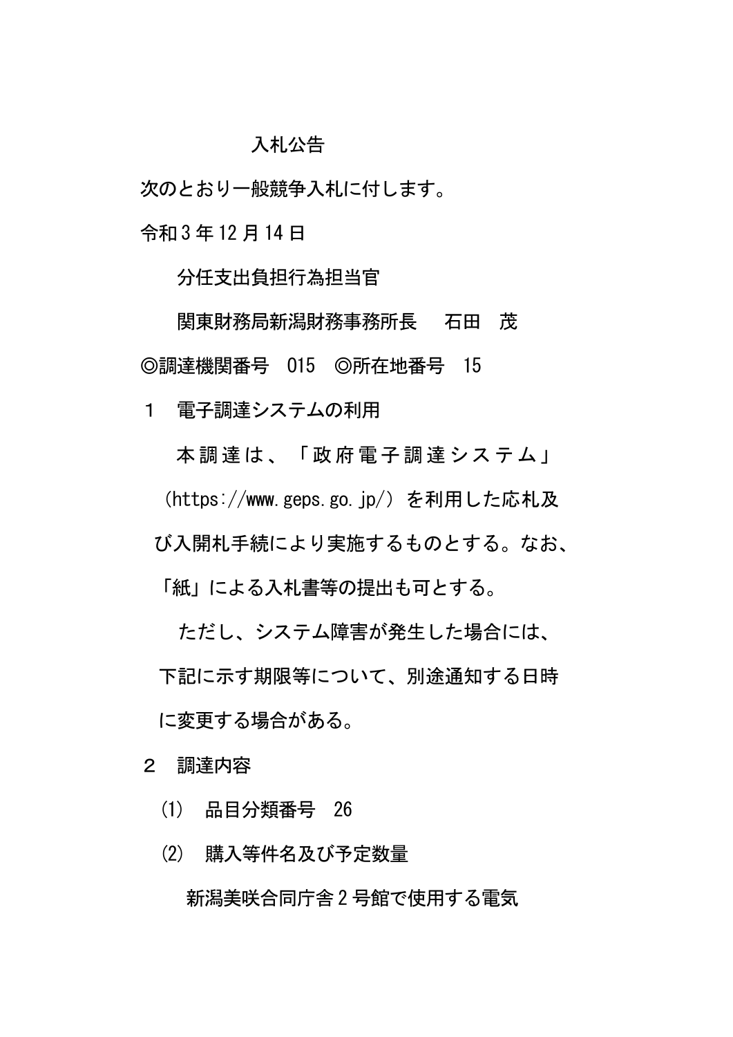# 入札公告

次のとおり一般競争入札に付します。

令和３年12月14日

分任支出負担行為担当官

関東財務局新潟財務事務所長　　石田　茂

◎調達機関番号　015　◎所在地番号　15

１　電子調達システムの利用

本調達は、「政府電子調達システム」（https://www.geps.go.jp/）を利用した応札及び入開札手続により実施するものとする。なお、「紙」による入札書等の提出も可とする。

ただし、システム障害が発生した場合には、下記に示す期限等について、別途通知する日時に変更する場合がある。

２　調達内容

⑴　品目分類番号　26

⑵　購入等件名及び予定数量

新潟美咲合同庁舎２号館で使用する電気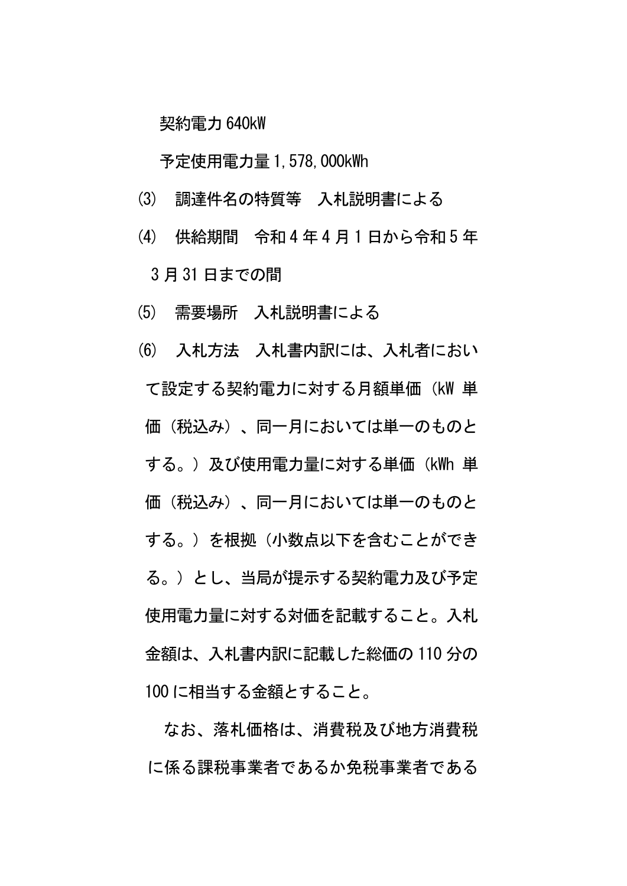契約電力 640kW

予定使用電力量 1,578,000kWh

⑶　調達件名の特質等　入札説明書による

⑷　供給期間　令和 4 年 4 月 1 日から令和 5 年 3 月 31 日までの間

⑸　需要場所　入札説明書による

⑹　入札方法　入札書内訳には、入札者において設定する契約電力に対する月額単価（kW 単価（税込み）、同一月においては単一のものとする。）及び使用電力量に対する単価（kWh 単価（税込み）、同一月においては単一のものとする。）を根拠（小数点以下を含むことができる。）とし、当局が提示する契約電力及び予定使用電力量に対する対価を記載すること。入札金額は、入札書内訳に記載した総価の 110 分の 100 に相当する金額とすること。

　なお、落札価格は、消費税及び地方消費税に係る課税事業者であるか免税事業者である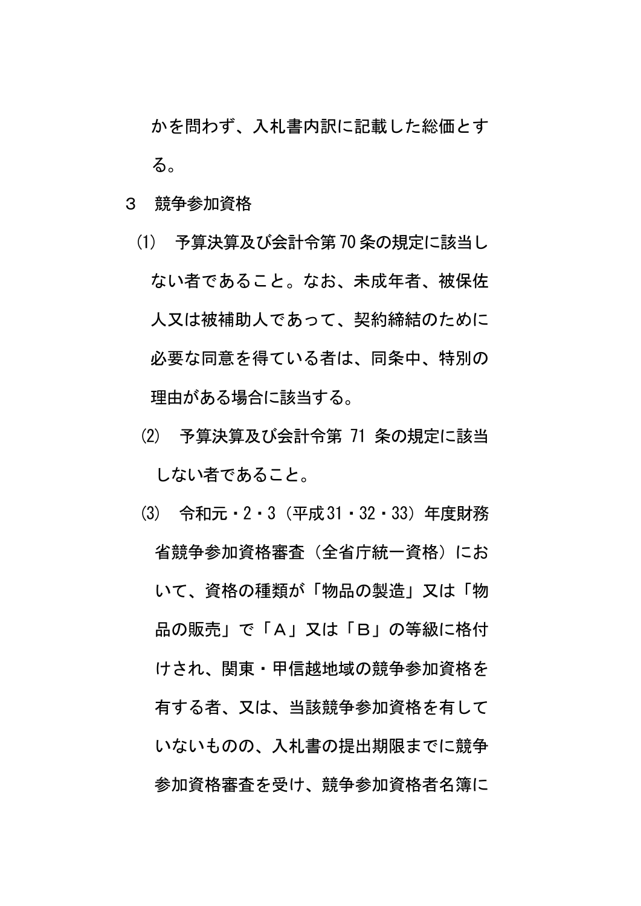かを問わず、入札書内訳に記載した総価とする。

３　競争参加資格

⑴　予算決算及び会計令第70条の規定に該当しない者であること。なお、未成年者、被保佐人又は被補助人であって、契約締結のために必要な同意を得ている者は、同条中、特別の理由がある場合に該当する。

⑵　予算決算及び会計令第 71 条の規定に該当しない者であること。

⑶　令和元・2・3（平成31・32・33）年度財務省競争参加資格審査（全省庁統一資格）において、資格の種類が「物品の製造」又は「物品の販売」で「Ａ」又は「Ｂ」の等級に格付けされ、関東・甲信越地域の競争参加資格を有する者、又は、当該競争参加資格を有していないものの、入札書の提出期限までに競争参加資格審査を受け、競争参加資格者名簿に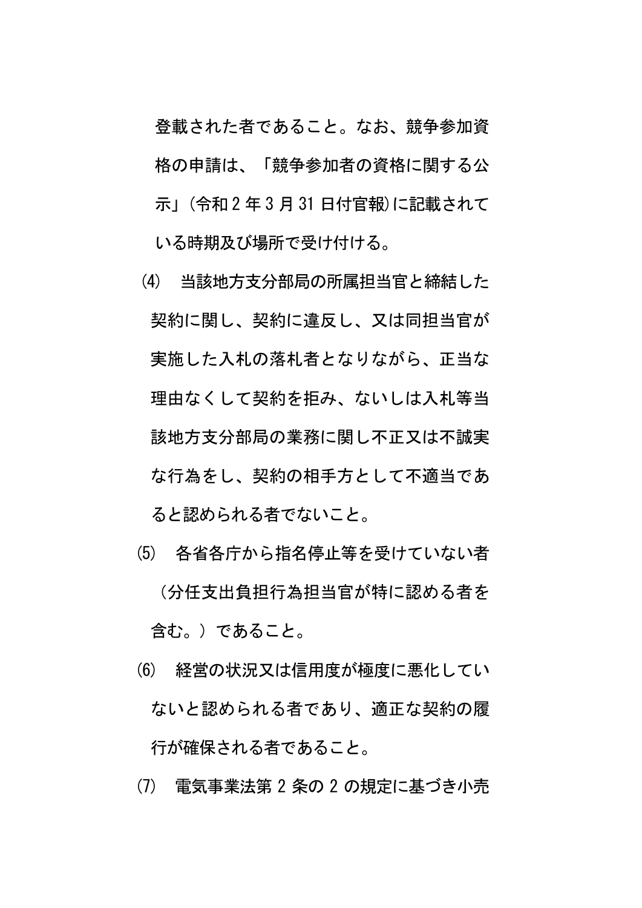登載された者であること。なお、競争参加資格の申請は、「競争参加者の資格に関する公示」(令和 2 年 3 月 31 日付官報)に記載されている時期及び場所で受け付ける。

⑷　当該地方支分部局の所属担当官と締結した契約に関し、契約に違反し、又は同担当官が実施した入札の落札者となりながら、正当な理由なくして契約を拒み、ないしは入札等当該地方支分部局の業務に関し不正又は不誠実な行為をし、契約の相手方として不適当であると認められる者でないこと。

⑸　各省各庁から指名停止等を受けていない者（分任支出負担行為担当官が特に認める者を含む。）であること。

⑹　経営の状況又は信用度が極度に悪化していないと認められる者であり、適正な契約の履行が確保される者であること。

⑺　電気事業法第 2 条の 2 の規定に基づき小売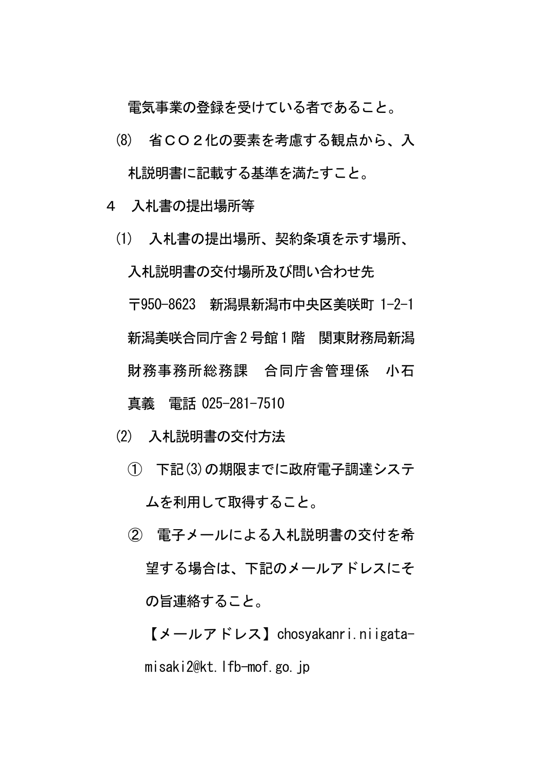電気事業の登録を受けている者であること。

⑻　省ＣＯ２化の要素を考慮する観点から、入札説明書に記載する基準を満たすこと。

４　入札書の提出場所等

⑴　入札書の提出場所、契約条項を示す場所、入札説明書の交付場所及び問い合わせ先
〒950-8623　新潟県新潟市中央区美咲町 1-2-1
新潟美咲合同庁舎２号館１階　関東財務局新潟財務事務所総務課　合同庁舎管理係　小石真義　電話 025-281-7510

⑵　入札説明書の交付方法

①　下記⑶の期限までに政府電子調達システムを利用して取得すること。

②　電子メールによる入札説明書の交付を希望する場合は、下記のメールアドレスにその旨連絡すること。

【メールアドレス】chosyakanri.niigata-misaki2@kt.lfb-mof.go.jp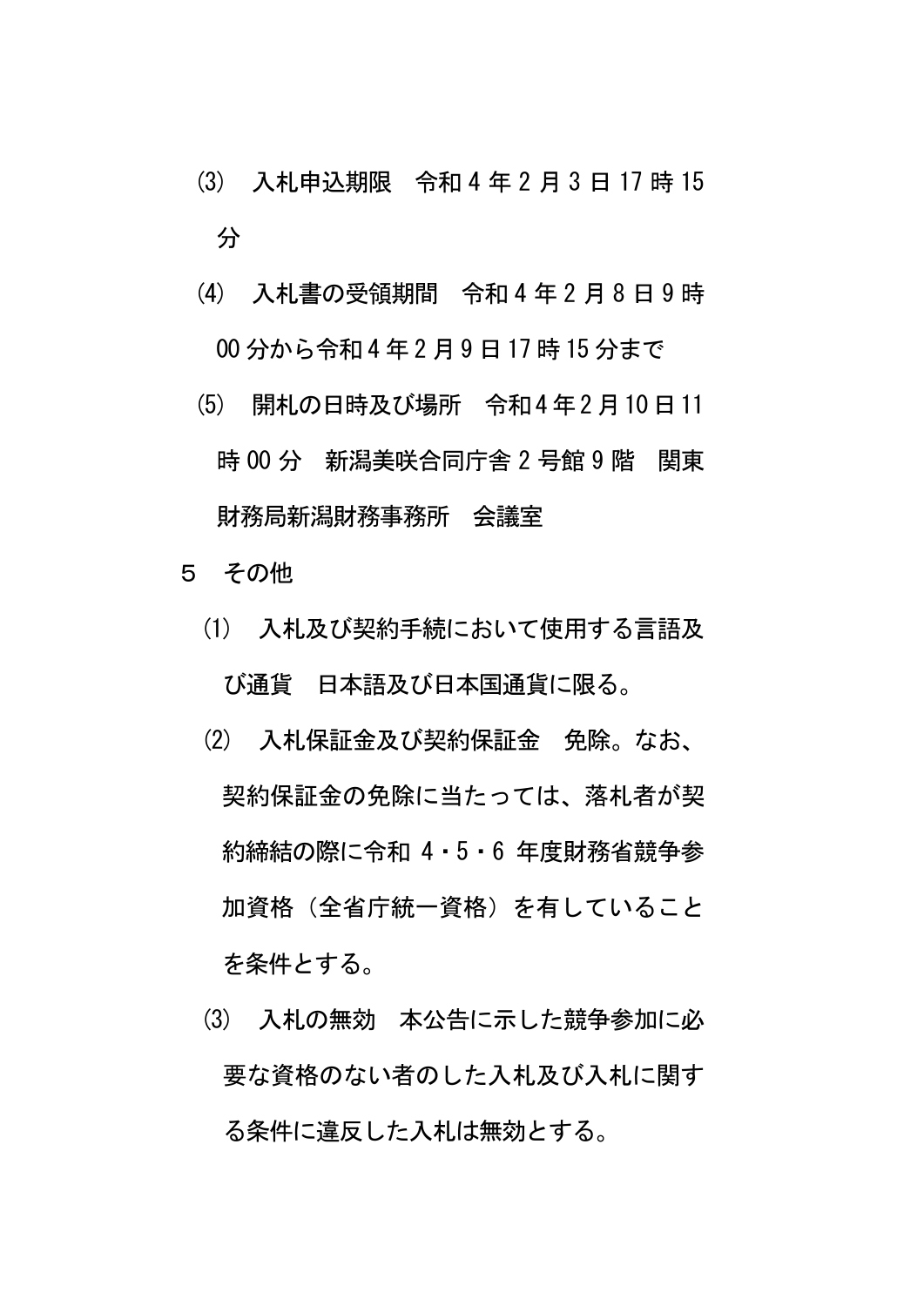⑶　入札申込期限　令和４年２月３日 17 時 15 分

⑷　入札書の受領期間　令和４年２月８日９時 00 分から令和４年２月９日 17 時 15 分まで

⑸　開札の日時及び場所　令和４年２月 10 日 11 時 00 分　新潟美咲合同庁舎２号館９階　関東財務局新潟財務事務所　会議室

５　その他

⑴　入札及び契約手続において使用する言語及び通貨　日本語及び日本国通貨に限る。

⑵　入札保証金及び契約保証金　免除。なお、契約保証金の免除に当たっては、落札者が契約締結の際に令和 4・5・6 年度財務省競争参加資格（全省庁統一資格）を有していることを条件とする。

⑶　入札の無効　本公告に示した競争参加に必要な資格のない者のした入札及び入札に関する条件に違反した入札は無効とする。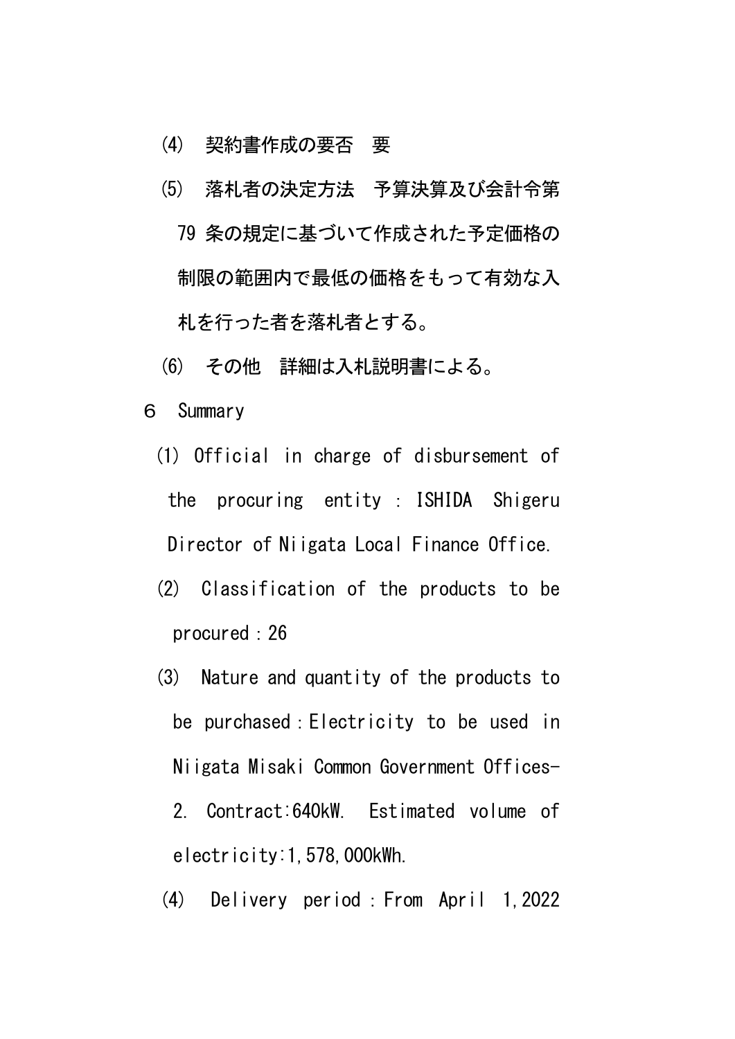(4)　契約書作成の要否　要

(5)　落札者の決定方法　予算決算及び会計令第79 条の規定に基づいて作成された予定価格の制限の範囲内で最低の価格をもって有効な入札を行った者を落札者とする。

(6)　その他　詳細は入札説明書による。

６　Summary

(1) Official in charge of disbursement of the procuring entity : ISHIDA Shigeru Director of Niigata Local Finance Office.

(2)　Classification of the products to be procured : 26

(3)　Nature and quantity of the products to be purchased : Electricity to be used in Niigata Misaki Common Government Offices-2. Contract:640kW. Estimated volume of electricity:1,578,000kWh.

(4)　Delivery period : From April 1,2022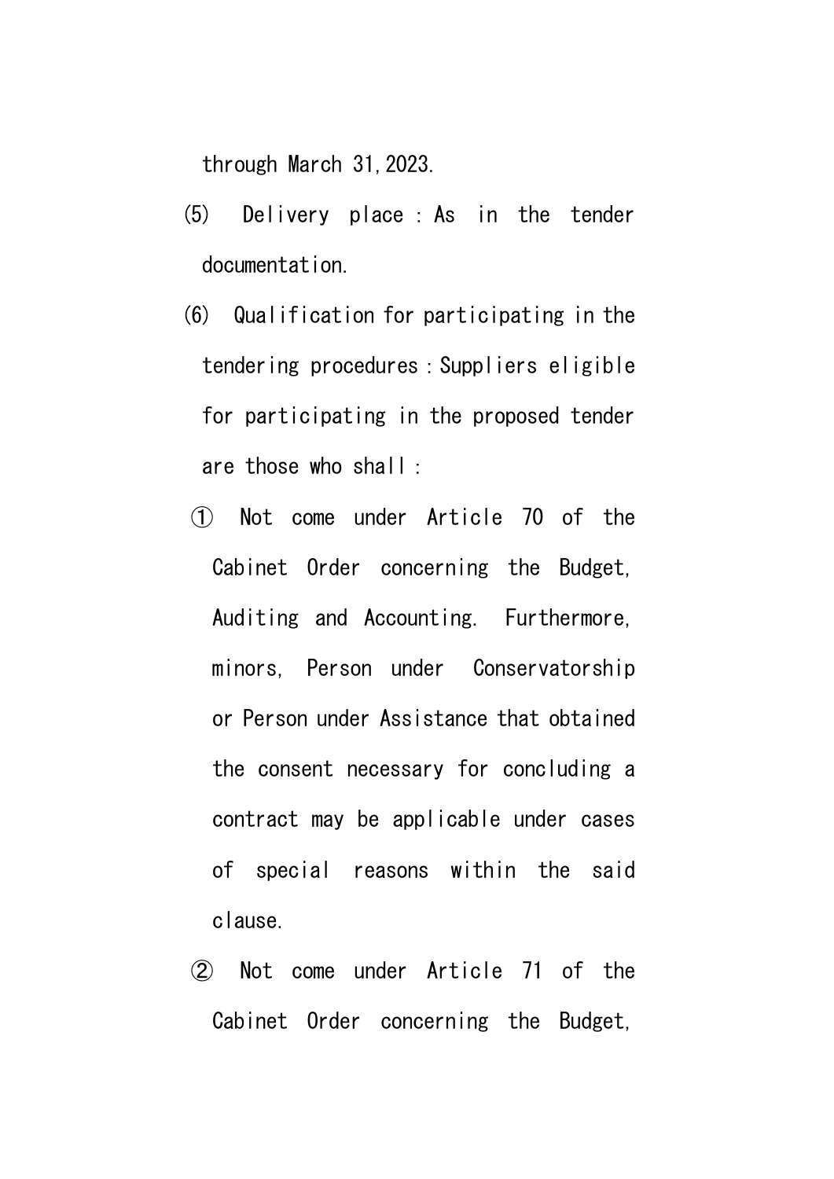through March 31,2023.

(5) Delivery place：As in the tender documentation.

(6) Qualification for participating in the tendering procedures：Suppliers eligible for participating in the proposed tender are those who shall：

① Not come under Article 70 of the Cabinet Order concerning the Budget, Auditing and Accounting. Furthermore, minors, Person under Conservatorship or Person under Assistance that obtained the consent necessary for concluding a contract may be applicable under cases of special reasons within the said clause.

② Not come under Article 71 of the Cabinet Order concerning the Budget,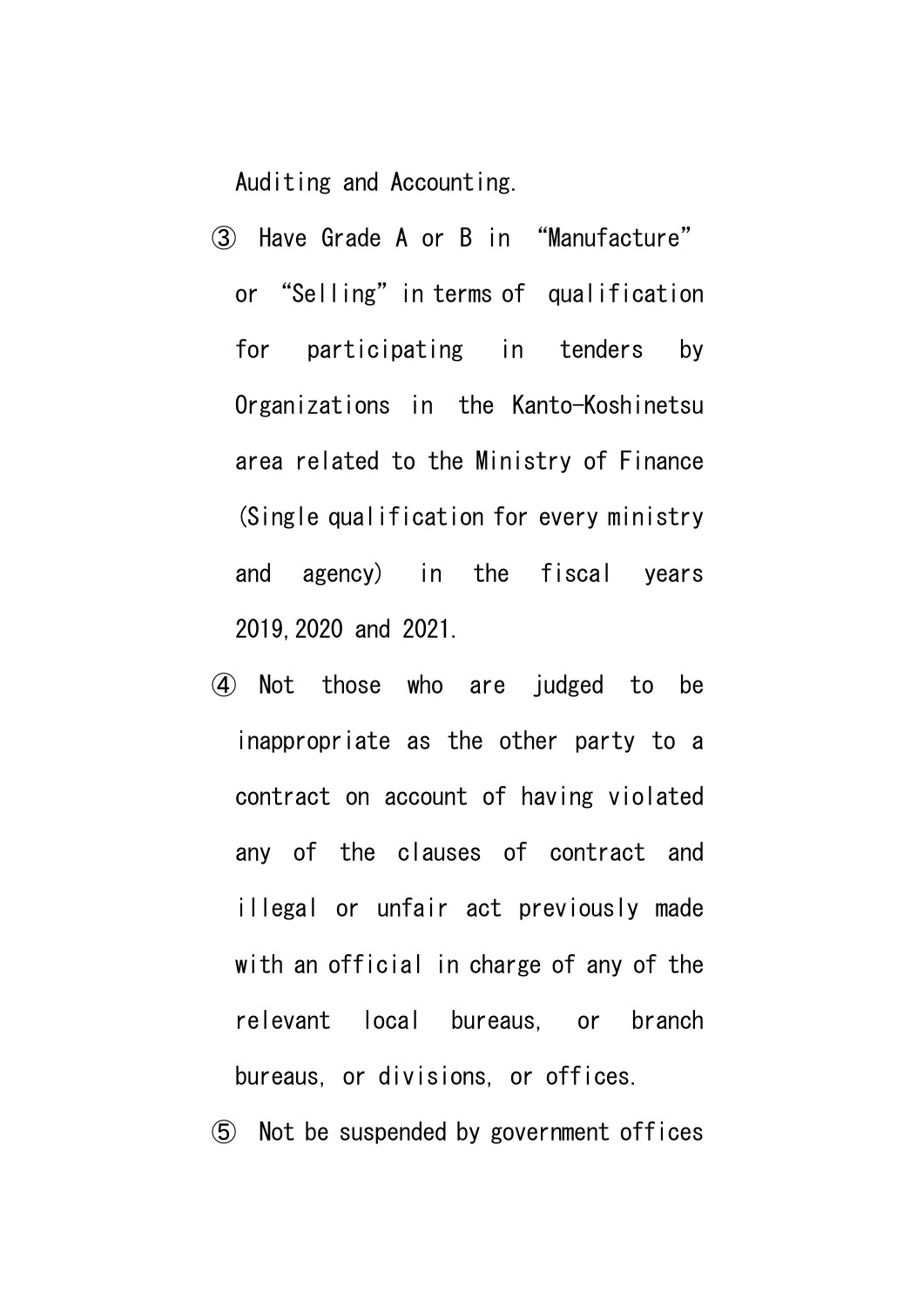Auditing and Accounting.

③ Have Grade A or B in “Manufacture” or “Selling” in terms of qualification for participating in tenders by Organizations in the Kanto-Koshinetsu area related to the Ministry of Finance (Single qualification for every ministry and agency) in the fiscal years 2019, 2020 and 2021.

④ Not those who are judged to be inappropriate as the other party to a contract on account of having violated any of the clauses of contract and illegal or unfair act previously made with an official in charge of any of the relevant local bureaus, or branch bureaus, or divisions, or offices.

⑤ Not be suspended by government offices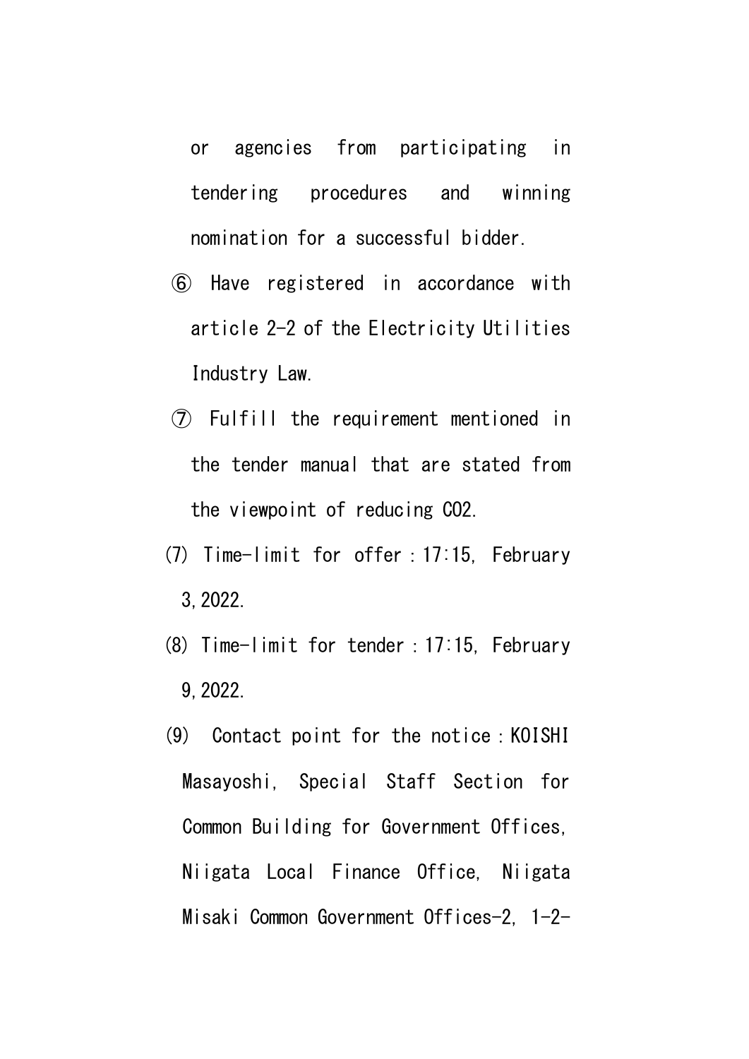or agencies from participating in tendering procedures and winning nomination for a successful bidder.

⑥ Have registered in accordance with article 2-2 of the Electricity Utilities Industry Law.

⑦ Fulfill the requirement mentioned in the tender manual that are stated from the viewpoint of reducing $CO_2$.

(7) Time-limit for offer：17:15, February 3,2022.

(8) Time-limit for tender：17:15, February 9,2022.

(9) Contact point for the notice：KOISHI Masayoshi, Special Staff Section for Common Building for Government Offices, Niigata Local Finance Office, Niigata Misaki Common Government Offices-2, 1-2-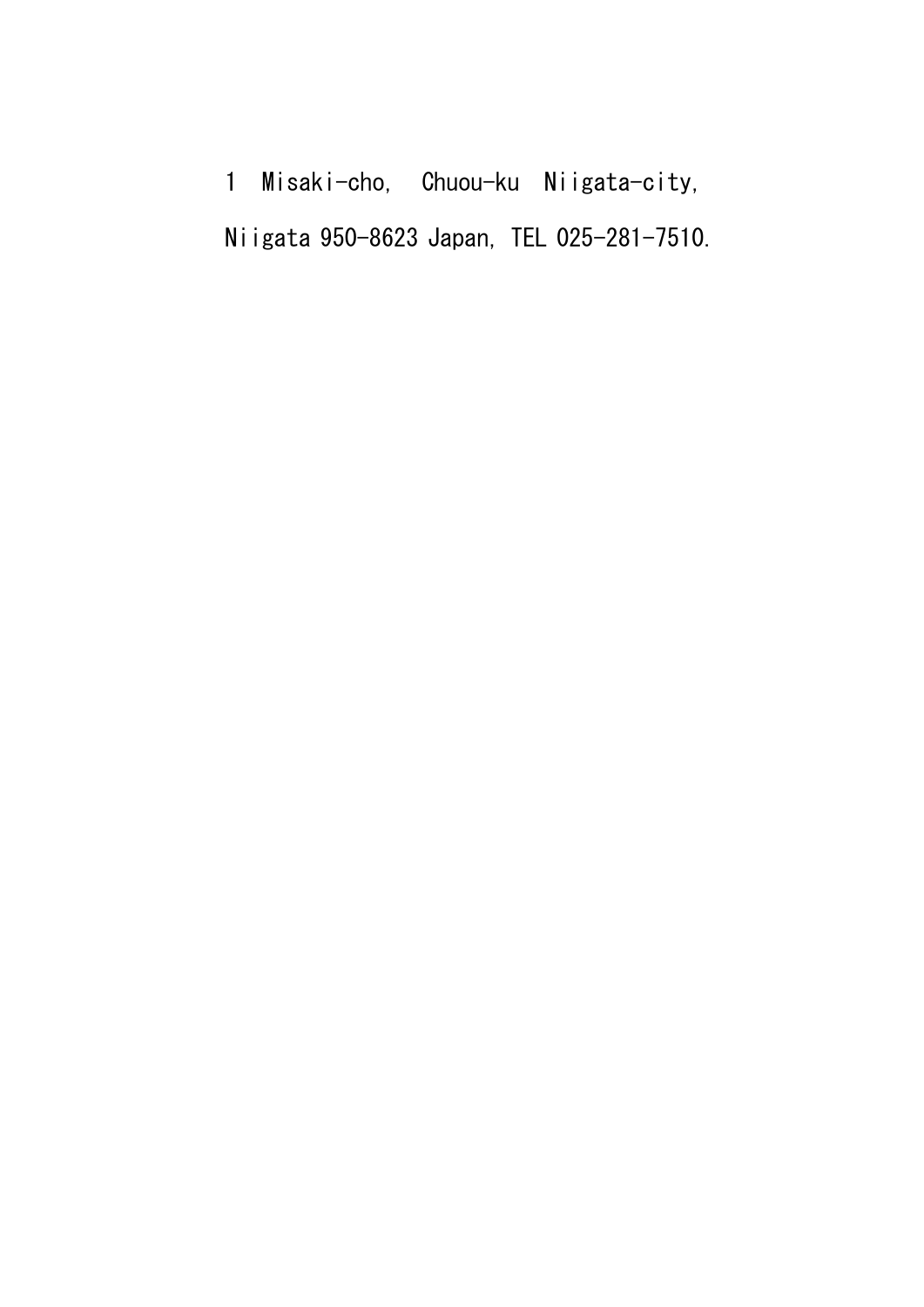1 Misaki-cho, Chuou-ku Niigata-city, Niigata 950-8623 Japan, TEL 025-281-7510.